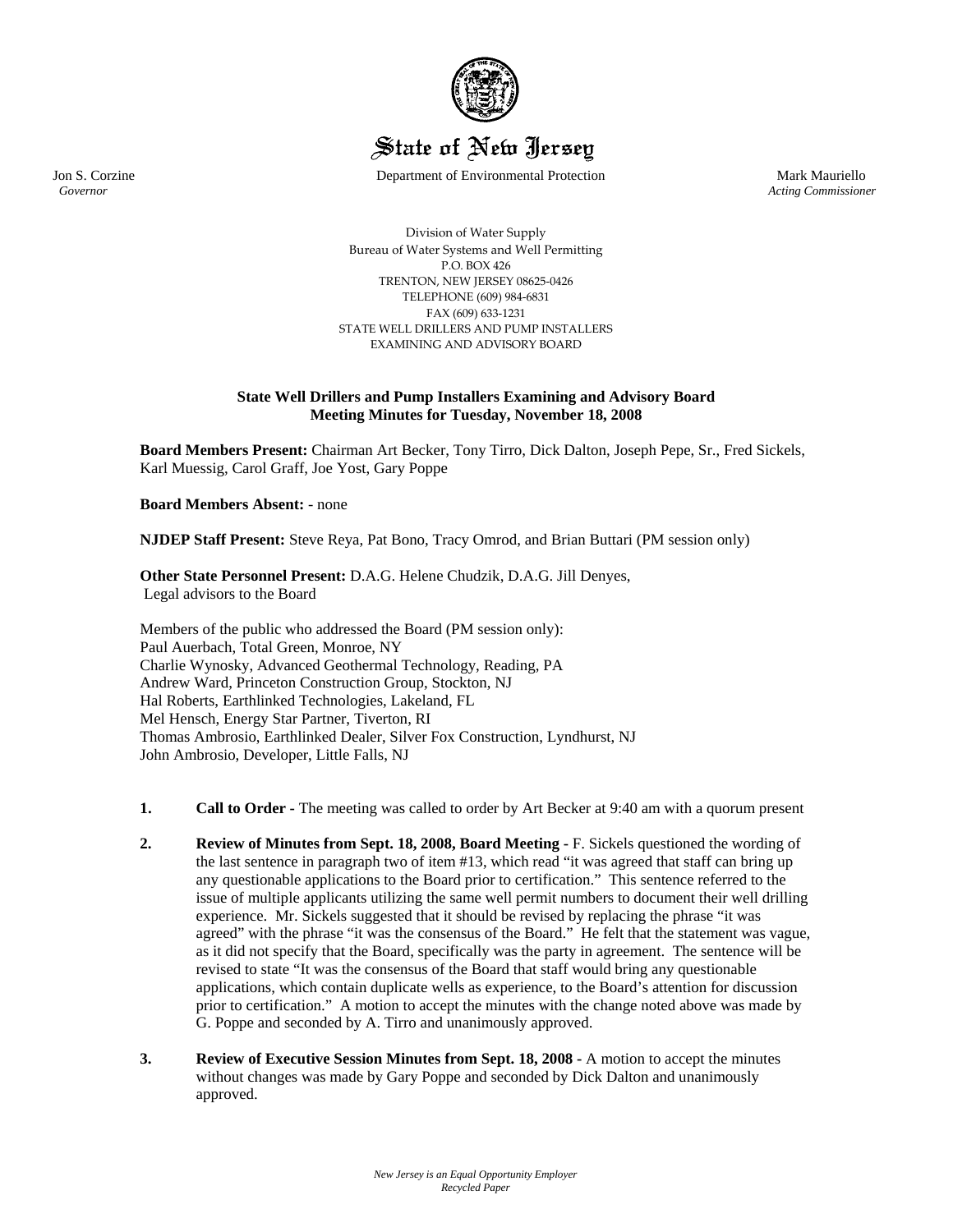# State of New Jersey

Jon S. Corzine
*Governor*

Department of Environmental Protection

Mark Mauriello
*Acting Commissioner*

Division of Water Supply
Bureau of Water Systems and Well Permitting
P.O. BOX 426
TRENTON, NEW JERSEY 08625-0426
TELEPHONE (609) 984-6831
FAX (609) 633-1231
STATE WELL DRILLERS AND PUMP INSTALLERS
EXAMINING AND ADVISORY BOARD

**State Well Drillers and Pump Installers Examining and Advisory Board**
**Meeting Minutes for Tuesday, November 18, 2008**

**Board Members Present:** Chairman Art Becker, Tony Tirro, Dick Dalton, Joseph Pepe, Sr., Fred Sickels, Karl Muessig, Carol Graff, Joe Yost, Gary Poppe

**Board Members Absent:** - none

**NJDEP Staff Present:** Steve Reya, Pat Bono, Tracy Omrod, and Brian Buttari (PM session only)

**Other State Personnel Present:** D.A.G. Helene Chudzik, D.A.G. Jill Denyes, Legal advisors to the Board

Members of the public who addressed the Board (PM session only):
Paul Auerbach, Total Green, Monroe, NY
Charlie Wynosky, Advanced Geothermal Technology, Reading, PA
Andrew Ward, Princeton Construction Group, Stockton, NJ
Hal Roberts, Earthlinked Technologies, Lakeland, FL
Mel Hensch, Energy Star Partner, Tiverton, RI
Thomas Ambrosio, Earthlinked Dealer, Silver Fox Construction, Lyndhurst, NJ
John Ambrosio, Developer, Little Falls, NJ

1. **Call to Order -** The meeting was called to order by Art Becker at 9:40 am with a quorum present

2. **Review of Minutes from Sept. 18, 2008, Board Meeting -** F. Sickels questioned the wording of the last sentence in paragraph two of item #13, which read "it was agreed that staff can bring up any questionable applications to the Board prior to certification." This sentence referred to the issue of multiple applicants utilizing the same well permit numbers to document their well drilling experience. Mr. Sickels suggested that it should be revised by replacing the phrase "it was agreed" with the phrase "it was the consensus of the Board." He felt that the statement was vague, as it did not specify that the Board, specifically was the party in agreement. The sentence will be revised to state "It was the consensus of the Board that staff would bring any questionable applications, which contain duplicate wells as experience, to the Board's attention for discussion prior to certification." A motion to accept the minutes with the change noted above was made by G. Poppe and seconded by A. Tirro and unanimously approved.

3. **Review of Executive Session Minutes from Sept. 18, 2008 -** A motion to accept the minutes without changes was made by Gary Poppe and seconded by Dick Dalton and unanimously approved.

*New Jersey is an Equal Opportunity Employer*
*Recycled Paper*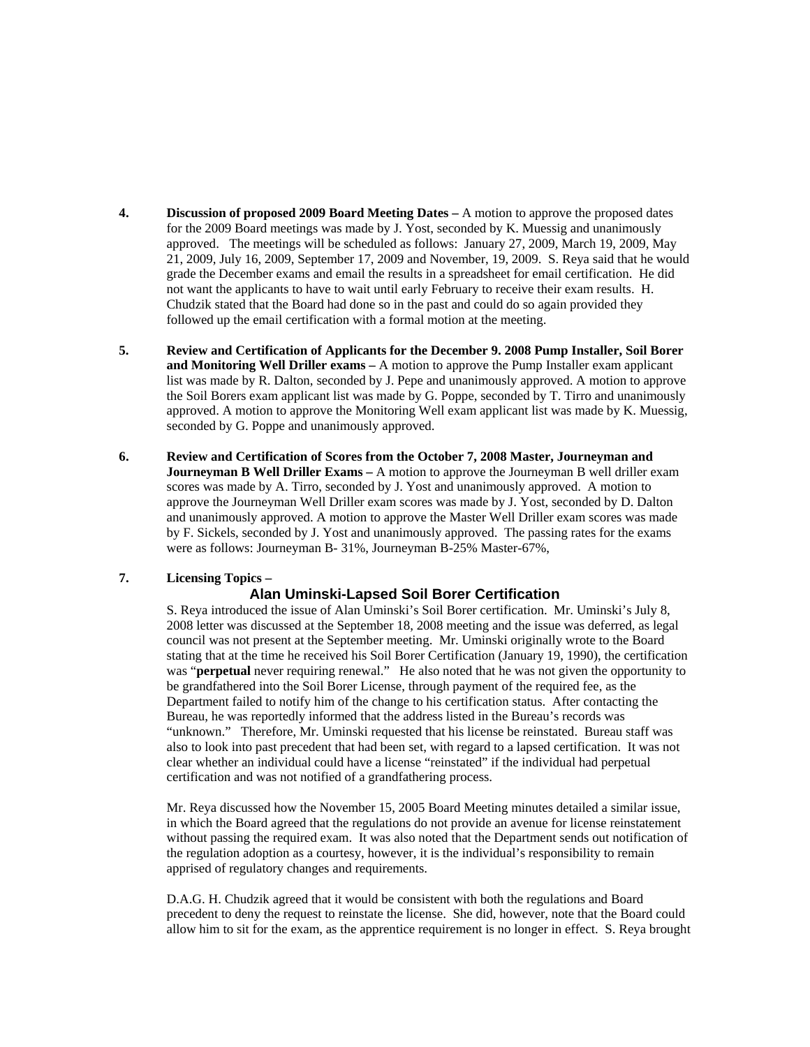4. **Discussion of proposed 2009 Board Meeting Dates –** A motion to approve the proposed dates for the 2009 Board meetings was made by J. Yost, seconded by K. Muessig and unanimously approved. The meetings will be scheduled as follows: January 27, 2009, March 19, 2009, May 21, 2009, July 16, 2009, September 17, 2009 and November, 19, 2009. S. Reya said that he would grade the December exams and email the results in a spreadsheet for email certification. He did not want the applicants to have to wait until early February to receive their exam results. H. Chudzik stated that the Board had done so in the past and could do so again provided they followed up the email certification with a formal motion at the meeting.

5. **Review and Certification of Applicants for the December 9. 2008 Pump Installer, Soil Borer and Monitoring Well Driller exams –** A motion to approve the Pump Installer exam applicant list was made by R. Dalton, seconded by J. Pepe and unanimously approved. A motion to approve the Soil Borers exam applicant list was made by G. Poppe, seconded by T. Tirro and unanimously approved. A motion to approve the Monitoring Well exam applicant list was made by K. Muessig, seconded by G. Poppe and unanimously approved.

6. **Review and Certification of Scores from the October 7, 2008 Master, Journeyman and Journeyman B Well Driller Exams –** A motion to approve the Journeyman B well driller exam scores was made by A. Tirro, seconded by J. Yost and unanimously approved. A motion to approve the Journeyman Well Driller exam scores was made by J. Yost, seconded by D. Dalton and unanimously approved. A motion to approve the Master Well Driller exam scores was made by F. Sickels, seconded by J. Yost and unanimously approved. The passing rates for the exams were as follows: Journeyman B- 31%, Journeyman B-25% Master-67%,

7. **Licensing Topics –**

### Alan Uminski-Lapsed Soil Borer Certification

S. Reya introduced the issue of Alan Uminski's Soil Borer certification. Mr. Uminski's July 8, 2008 letter was discussed at the September 18, 2008 meeting and the issue was deferred, as legal council was not present at the September meeting. Mr. Uminski originally wrote to the Board stating that at the time he received his Soil Borer Certification (January 19, 1990), the certification was "**perpetual** never requiring renewal." He also noted that he was not given the opportunity to be grandfathered into the Soil Borer License, through payment of the required fee, as the Department failed to notify him of the change to his certification status. After contacting the Bureau, he was reportedly informed that the address listed in the Bureau's records was "unknown." Therefore, Mr. Uminski requested that his license be reinstated. Bureau staff was also to look into past precedent that had been set, with regard to a lapsed certification. It was not clear whether an individual could have a license "reinstated" if the individual had perpetual certification and was not notified of a grandfathering process.

Mr. Reya discussed how the November 15, 2005 Board Meeting minutes detailed a similar issue, in which the Board agreed that the regulations do not provide an avenue for license reinstatement without passing the required exam. It was also noted that the Department sends out notification of the regulation adoption as a courtesy, however, it is the individual's responsibility to remain apprised of regulatory changes and requirements.

D.A.G. H. Chudzik agreed that it would be consistent with both the regulations and Board precedent to deny the request to reinstate the license. She did, however, note that the Board could allow him to sit for the exam, as the apprentice requirement is no longer in effect. S. Reya brought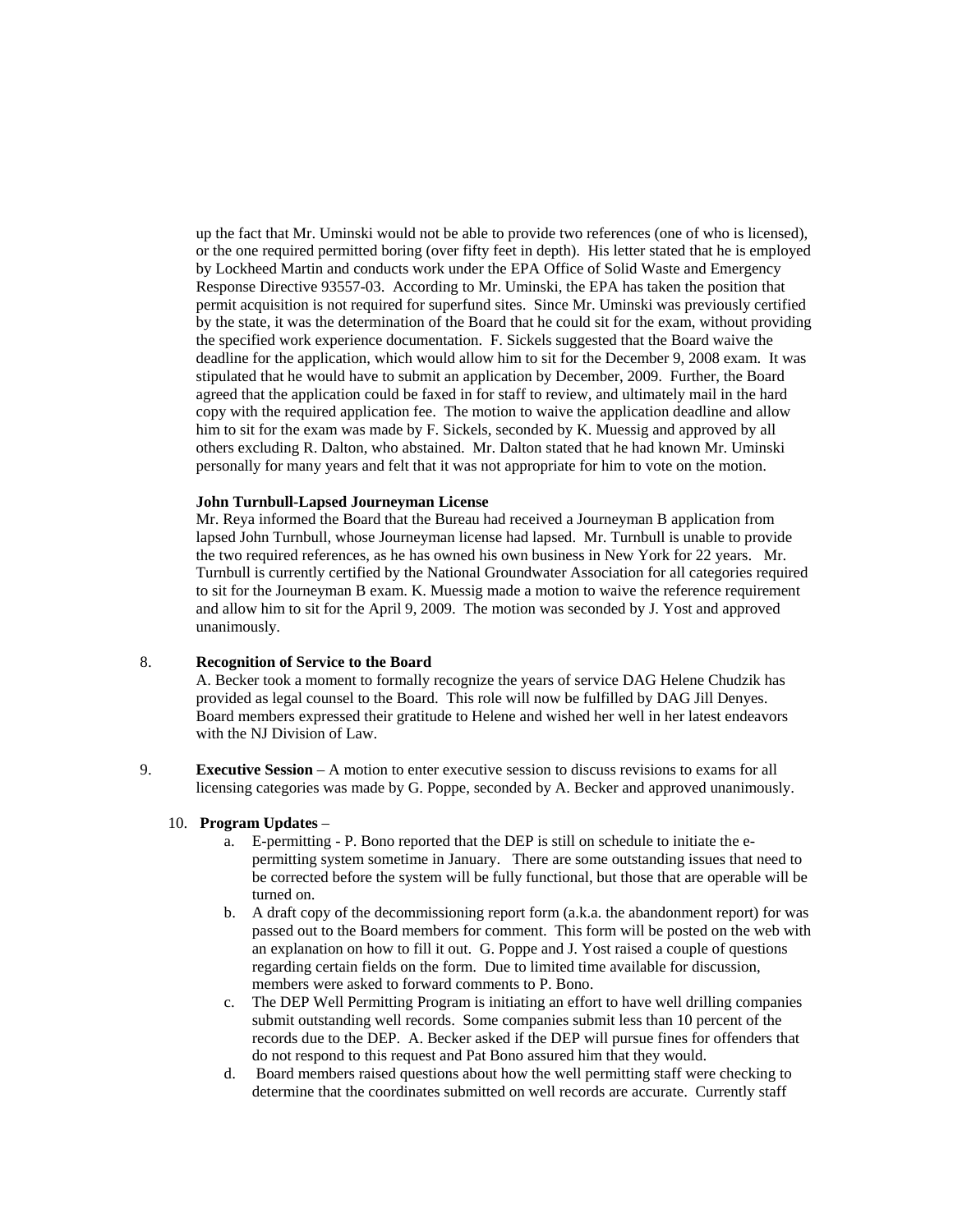up the fact that Mr. Uminski would not be able to provide two references (one of who is licensed), or the one required permitted boring (over fifty feet in depth). His letter stated that he is employed by Lockheed Martin and conducts work under the EPA Office of Solid Waste and Emergency Response Directive 93557-03. According to Mr. Uminski, the EPA has taken the position that permit acquisition is not required for superfund sites. Since Mr. Uminski was previously certified by the state, it was the determination of the Board that he could sit for the exam, without providing the specified work experience documentation. F. Sickels suggested that the Board waive the deadline for the application, which would allow him to sit for the December 9, 2008 exam. It was stipulated that he would have to submit an application by December, 2009. Further, the Board agreed that the application could be faxed in for staff to review, and ultimately mail in the hard copy with the required application fee. The motion to waive the application deadline and allow him to sit for the exam was made by F. Sickels, seconded by K. Muessig and approved by all others excluding R. Dalton, who abstained. Mr. Dalton stated that he had known Mr. Uminski personally for many years and felt that it was not appropriate for him to vote on the motion.

**John Turnbull-Lapsed Journeyman License**

Mr. Reya informed the Board that the Bureau had received a Journeyman B application from lapsed John Turnbull, whose Journeyman license had lapsed. Mr. Turnbull is unable to provide the two required references, as he has owned his own business in New York for 22 years. Mr. Turnbull is currently certified by the National Groundwater Association for all categories required to sit for the Journeyman B exam. K. Muessig made a motion to waive the reference requirement and allow him to sit for the April 9, 2009. The motion was seconded by J. Yost and approved unanimously.

8. **Recognition of Service to the Board**

A. Becker took a moment to formally recognize the years of service DAG Helene Chudzik has provided as legal counsel to the Board. This role will now be fulfilled by DAG Jill Denyes. Board members expressed their gratitude to Helene and wished her well in her latest endeavors with the NJ Division of Law.

9. **Executive Session** – A motion to enter executive session to discuss revisions to exams for all licensing categories was made by G. Poppe, seconded by A. Becker and approved unanimously.

10. **Program Updates** –

    a. E-permitting - P. Bono reported that the DEP is still on schedule to initiate the e-permitting system sometime in January. There are some outstanding issues that need to be corrected before the system will be fully functional, but those that are operable will be turned on.

    b. A draft copy of the decommissioning report form (a.k.a. the abandonment report) for was passed out to the Board members for comment. This form will be posted on the web with an explanation on how to fill it out. G. Poppe and J. Yost raised a couple of questions regarding certain fields on the form. Due to limited time available for discussion, members were asked to forward comments to P. Bono.

    c. The DEP Well Permitting Program is initiating an effort to have well drilling companies submit outstanding well records. Some companies submit less than 10 percent of the records due to the DEP. A. Becker asked if the DEP will pursue fines for offenders that do not respond to this request and Pat Bono assured him that they would.

    d. Board members raised questions about how the well permitting staff were checking to determine that the coordinates submitted on well records are accurate. Currently staff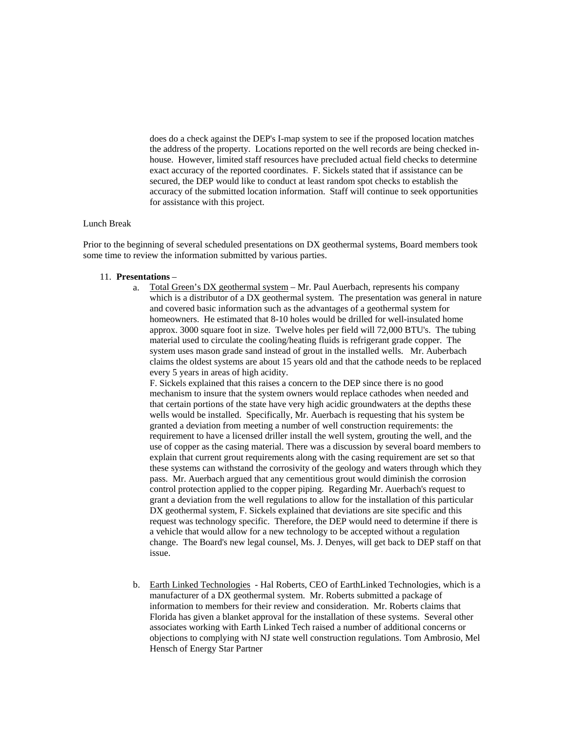does do a check against the DEP's I-map system to see if the proposed location matches the address of the property. Locations reported on the well records are being checked in-house. However, limited staff resources have precluded actual field checks to determine exact accuracy of the reported coordinates. F. Sickels stated that if assistance can be secured, the DEP would like to conduct at least random spot checks to establish the accuracy of the submitted location information. Staff will continue to seek opportunities for assistance with this project.

Lunch Break

Prior to the beginning of several scheduled presentations on DX geothermal systems, Board members took some time to review the information submitted by various parties.

11. **Presentations** –
    a. Total Green's DX geothermal system – Mr. Paul Auerbach, represents his company which is a distributor of a DX geothermal system. The presentation was general in nature and covered basic information such as the advantages of a geothermal system for homeowners. He estimated that 8-10 holes would be drilled for well-insulated home approx. 3000 square foot in size. Twelve holes per field will 72,000 BTU's. The tubing material used to circulate the cooling/heating fluids is refrigerant grade copper. The system uses mason grade sand instead of grout in the installed wells. Mr. Auberbach claims the oldest systems are about 15 years old and that the cathode needs to be replaced every 5 years in areas of high acidity.
    F. Sickels explained that this raises a concern to the DEP since there is no good mechanism to insure that the system owners would replace cathodes when needed and that certain portions of the state have very high acidic groundwaters at the depths these wells would be installed. Specifically, Mr. Auerbach is requesting that his system be granted a deviation from meeting a number of well construction requirements: the requirement to have a licensed driller install the well system, grouting the well, and the use of copper as the casing material. There was a discussion by several board members to explain that current grout requirements along with the casing requirement are set so that these systems can withstand the corrosivity of the geology and waters through which they pass. Mr. Auerbach argued that any cementitious grout would diminish the corrosion control protection applied to the copper piping. Regarding Mr. Auerbach's request to grant a deviation from the well regulations to allow for the installation of this particular DX geothermal system, F. Sickels explained that deviations are site specific and this request was technology specific. Therefore, the DEP would need to determine if there is a vehicle that would allow for a new technology to be accepted without a regulation change. The Board's new legal counsel, Ms. J. Denyes, will get back to DEP staff on that issue.

    b. Earth Linked Technologies - Hal Roberts, CEO of EarthLinked Technologies, which is a manufacturer of a DX geothermal system. Mr. Roberts submitted a package of information to members for their review and consideration. Mr. Roberts claims that Florida has given a blanket approval for the installation of these systems. Several other associates working with Earth Linked Tech raised a number of additional concerns or objections to complying with NJ state well construction regulations. Tom Ambrosio, Mel Hensch of Energy Star Partner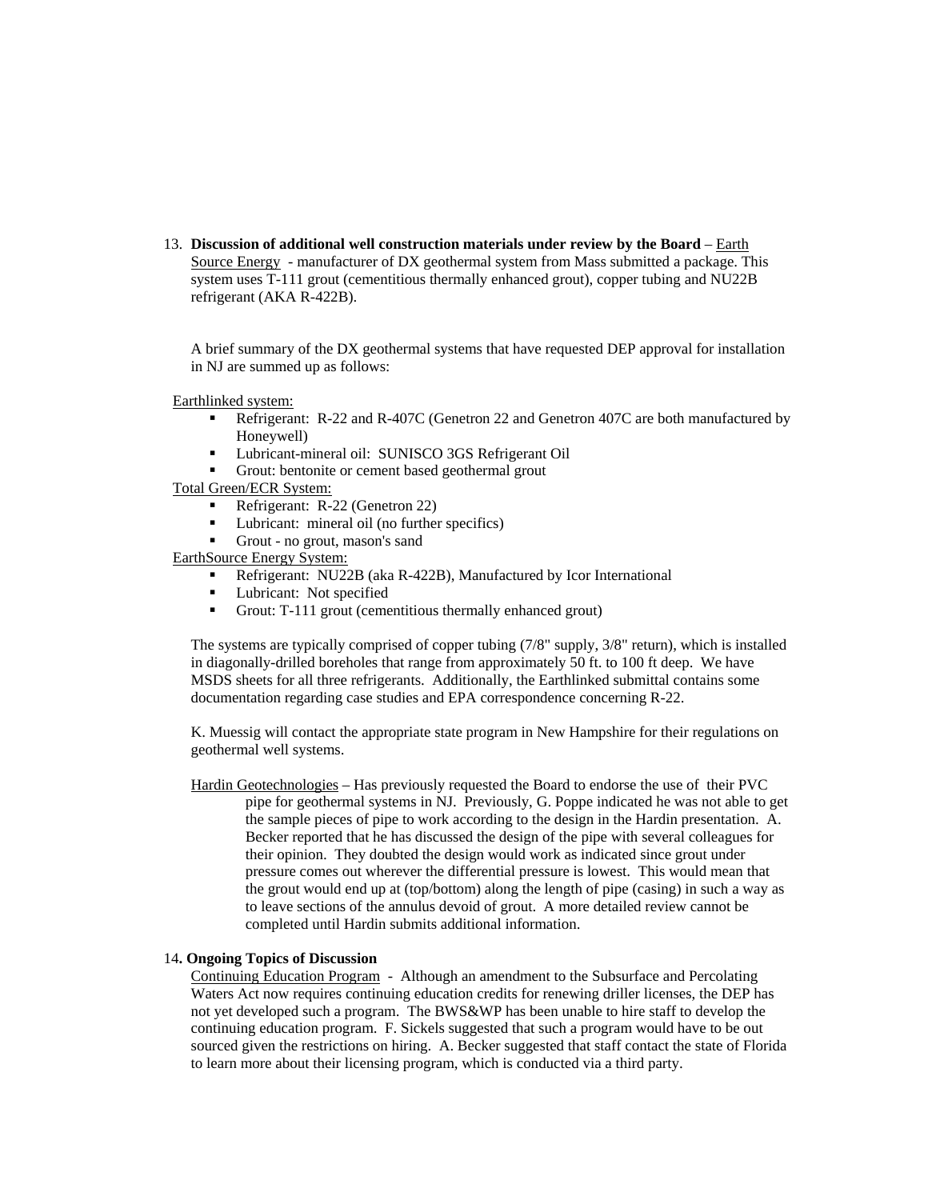13. **Discussion of additional well construction materials under review by the Board** – Earth Source Energy - manufacturer of DX geothermal system from Mass submitted a package. This system uses T-111 grout (cementitious thermally enhanced grout), copper tubing and NU22B refrigerant (AKA R-422B).

    A brief summary of the DX geothermal systems that have requested DEP approval for installation in NJ are summed up as follows:

    Earthlinked system:

    - Refrigerant: R-22 and R-407C (Genetron 22 and Genetron 407C are both manufactured by Honeywell)
    - Lubricant-mineral oil: SUNISCO 3GS Refrigerant Oil
    - Grout: bentonite or cement based geothermal grout

    Total Green/ECR System:

    - Refrigerant: R-22 (Genetron 22)
    - Lubricant: mineral oil (no further specifics)
    - Grout - no grout, mason's sand

    EarthSource Energy System:

    - Refrigerant: NU22B (aka R-422B), Manufactured by Icor International
    - Lubricant: Not specified
    - Grout: T-111 grout (cementitious thermally enhanced grout)

    The systems are typically comprised of copper tubing (7/8" supply, 3/8" return), which is installed in diagonally-drilled boreholes that range from approximately 50 ft. to 100 ft deep. We have MSDS sheets for all three refrigerants. Additionally, the Earthlinked submittal contains some documentation regarding case studies and EPA correspondence concerning R-22.

    K. Muessig will contact the appropriate state program in New Hampshire for their regulations on geothermal well systems.

    Hardin Geotechnologies – Has previously requested the Board to endorse the use of their PVC pipe for geothermal systems in NJ. Previously, G. Poppe indicated he was not able to get the sample pieces of pipe to work according to the design in the Hardin presentation. A. Becker reported that he has discussed the design of the pipe with several colleagues for their opinion. They doubted the design would work as indicated since grout under pressure comes out wherever the differential pressure is lowest. This would mean that the grout would end up at (top/bottom) along the length of pipe (casing) in such a way as to leave sections of the annulus devoid of grout. A more detailed review cannot be completed until Hardin submits additional information.

14. **Ongoing Topics of Discussion**

    Continuing Education Program - Although an amendment to the Subsurface and Percolating Waters Act now requires continuing education credits for renewing driller licenses, the DEP has not yet developed such a program. The BWS&WP has been unable to hire staff to develop the continuing education program. F. Sickels suggested that such a program would have to be out sourced given the restrictions on hiring. A. Becker suggested that staff contact the state of Florida to learn more about their licensing program, which is conducted via a third party.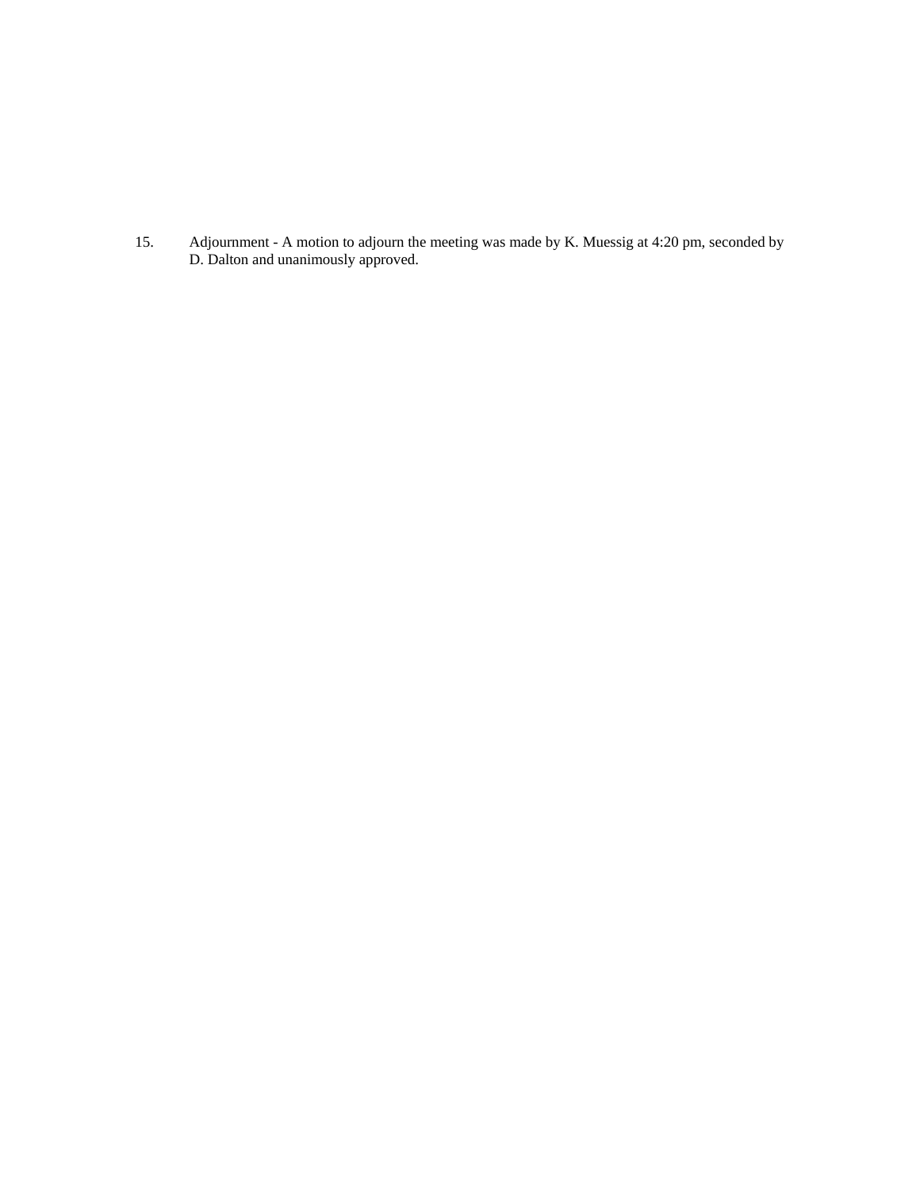15. Adjournment - A motion to adjourn the meeting was made by K. Muessig at 4:20 pm, seconded by D. Dalton and unanimously approved.